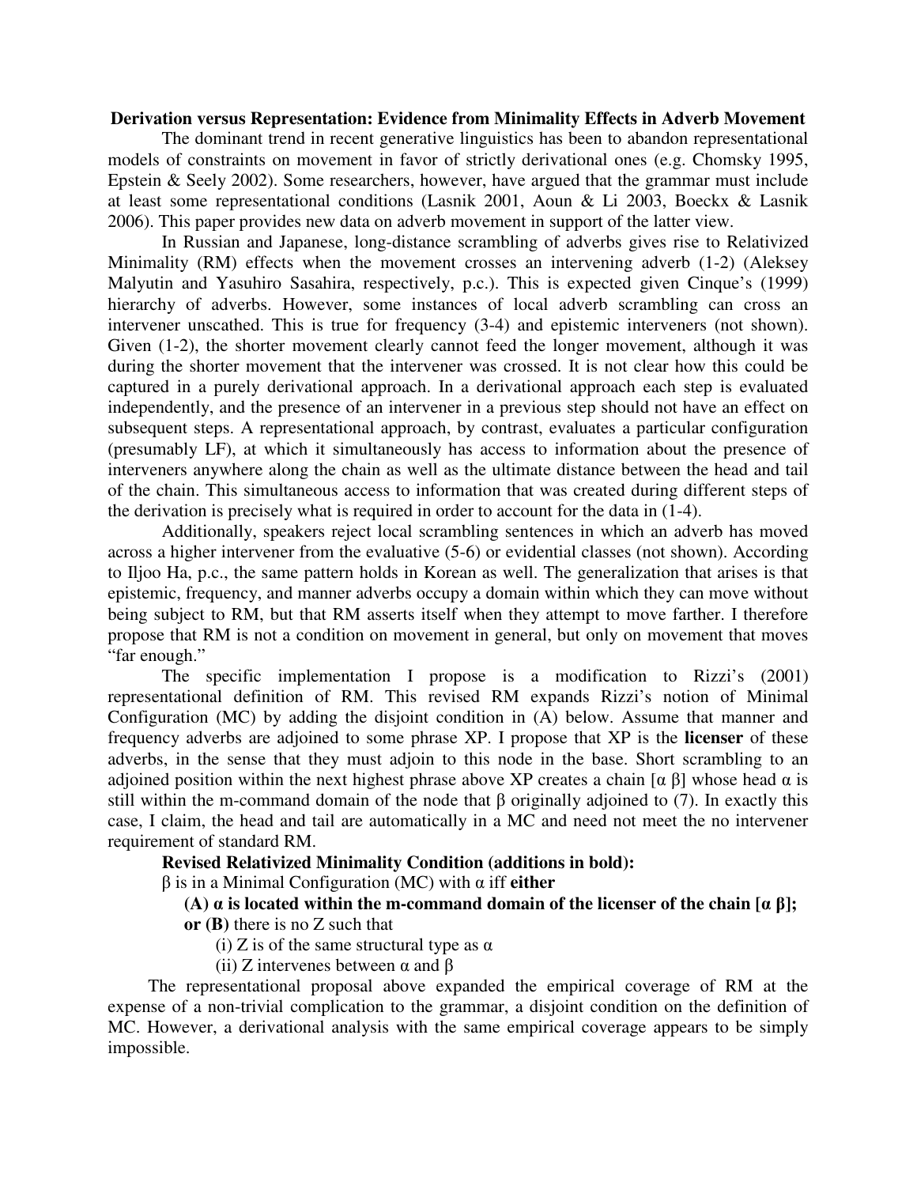# Derivation versus Representation: Evidence from Minimality Effects in Adverb Movement

The dominant trend in recent generative linguistics has been to abandon representational models of constraints on movement in favor of strictly derivational ones (e.g. Chomsky 1995, Epstein & Seely 2002). Some researchers, however, have argued that the grammar must include at least some representational conditions (Lasnik 2001, Aoun & Li 2003, Boeckx & Lasnik 2006). This paper provides new data on adverb movement in support of the latter view.

In Russian and Japanese, long-distance scrambling of adverbs gives rise to Relativized Minimality (RM) effects when the movement crosses an intervening adverb (1-2) (Aleksey Malyutin and Yasuhiro Sasahira, respectively, p.c.). This is expected given Cinque's (1999) hierarchy of adverbs. However, some instances of local adverb scrambling can cross an intervener unscathed. This is true for frequency (3-4) and epistemic interveners (not shown). Given (1-2), the shorter movement clearly cannot feed the longer movement, although it was during the shorter movement that the intervener was crossed. It is not clear how this could be captured in a purely derivational approach. In a derivational approach each step is evaluated independently, and the presence of an intervener in a previous step should not have an effect on subsequent steps. A representational approach, by contrast, evaluates a particular configuration (presumably LF), at which it simultaneously has access to information about the presence of interveners anywhere along the chain as well as the ultimate distance between the head and tail of the chain. This simultaneous access to information that was created during different steps of the derivation is precisely what is required in order to account for the data in (1-4).

Additionally, speakers reject local scrambling sentences in which an adverb has moved across a higher intervener from the evaluative (5-6) or evidential classes (not shown). According to Iljoo Ha, p.c., the same pattern holds in Korean as well. The generalization that arises is that epistemic, frequency, and manner adverbs occupy a domain within which they can move without being subject to RM, but that RM asserts itself when they attempt to move farther. I therefore propose that RM is not a condition on movement in general, but only on movement that moves "far enough."

The specific implementation I propose is a modification to Rizzi's (2001) representational definition of RM. This revised RM expands Rizzi's notion of Minimal Configuration (MC) by adding the disjoint condition in (A) below. Assume that manner and frequency adverbs are adjoined to some phrase XP. I propose that XP is the **licenser** of these adverbs, in the sense that they must adjoin to this node in the base. Short scrambling to an adjoined position within the next highest phrase above XP creates a chain [α β] whose head α is still within the m-command domain of the node that β originally adjoined to (7). In exactly this case, I claim, the head and tail are automatically in a MC and need not meet the no intervener requirement of standard RM.

**Revised Relativized Minimality Condition (additions in bold):**

β is in a Minimal Configuration (MC) with α iff **either**

**(A) α is located within the m-command domain of the licenser of the chain [α β];**

**or (B)** there is no Z such that

(i) Z is of the same structural type as α

(ii) Z intervenes between α and β

The representational proposal above expanded the empirical coverage of RM at the expense of a non-trivial complication to the grammar, a disjoint condition on the definition of MC. However, a derivational analysis with the same empirical coverage appears to be simply impossible.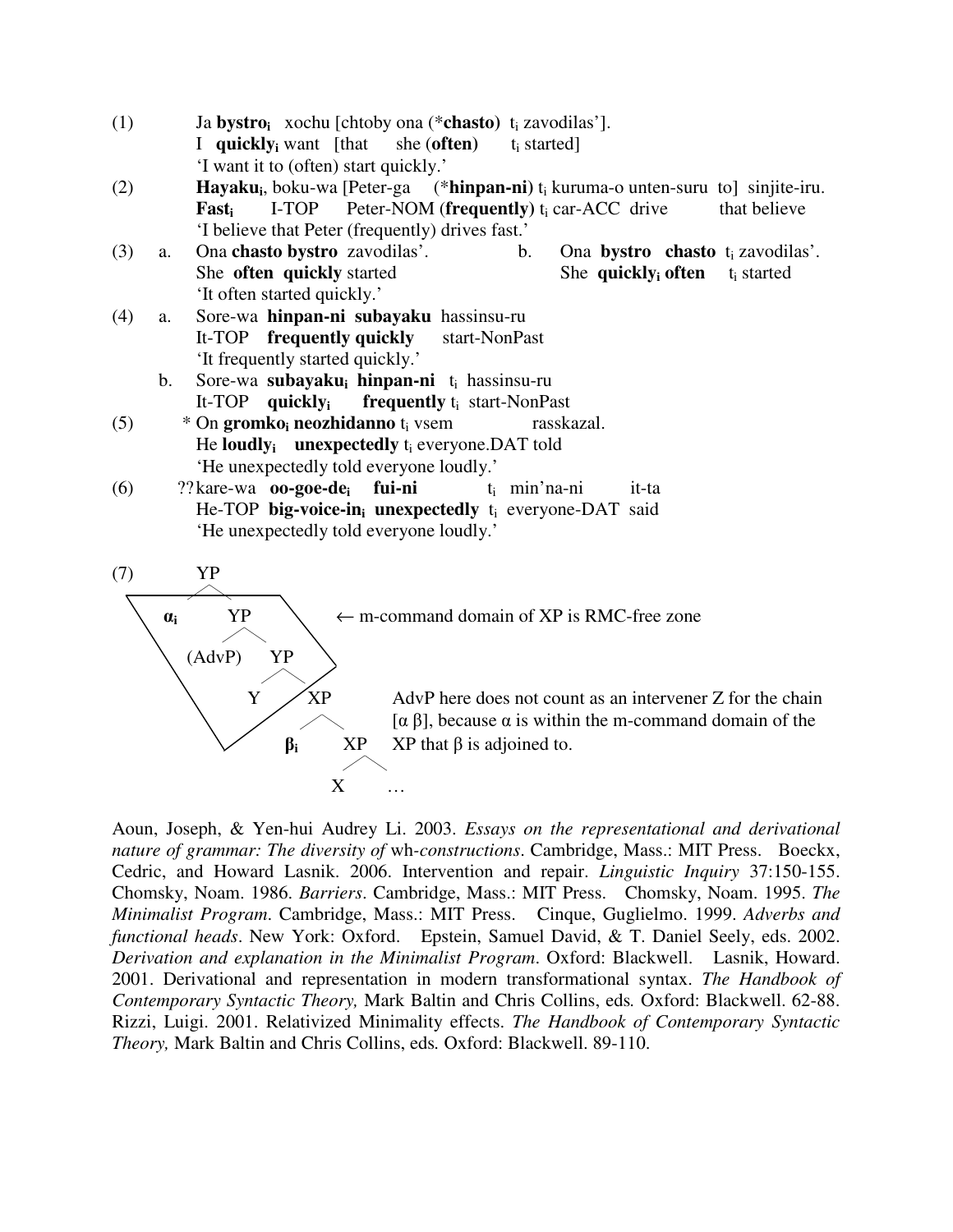(1) Ja **bystro**$_i$ xochu [chtoby ona (\***chasto**) $t_i$ zavodilas'].
I **quickly**$_i$ want [that she (**often**) $t_i$ started]
'I want it to (often) start quickly.'

(2) **Hayaku**$_i$, boku-wa [Peter-ga (\***hinpan-ni**) $t_i$ kuruma-o unten-suru to] sinjite-iru.
**Fast**$_i$ I-TOP Peter-NOM (**frequently**) $t_i$ car-ACC drive that believe
'I believe that Peter (frequently) drives fast.'

(3) a. Ona **chasto bystro** zavodilas'.
She **often quickly** started
'It often started quickly.'

b. Ona **bystro chasto** $t_i$ zavodilas'.
She **quickly**$_i$ **often** $t_i$ started

(4) a. Sore-wa **hinpan-ni subayaku** hassinsu-ru
It-TOP **frequently quickly** start-NonPast
'It frequently started quickly.'

b. Sore-wa **subayaku**$_i$ **hinpan-ni** $t_i$ hassinsu-ru
It-TOP **quickly**$_i$ **frequently** $t_i$ start-NonPast

(5) \* On **gromko**$_i$ **neozhidanno** $t_i$ vsem rasskazal.
He **loudly**$_i$ **unexpectedly** $t_i$ everyone.DAT told
'He unexpectedly told everyone loudly.'

(6) ?? kare-wa **oo-goe-de**$_i$ **fui-ni** $t_i$ min'na-ni it-ta
He-TOP **big-voice-in**$_i$ **unexpectedly** $t_i$ everyone-DAT said
'He unexpectedly told everyone loudly.'

(7)

YP
α$_i$ YP
(AdvP) YP
Y XP
β$_i$ XP
X …

← m-command domain of XP is RMC-free zone

AdvP here does not count as an intervener Z for the chain [α β], because α is within the m-command domain of the XP that β is adjoined to.

Aoun, Joseph, & Yen-hui Audrey Li. 2003. *Essays on the representational and derivational nature of grammar: The diversity of* wh-*constructions*. Cambridge, Mass.: MIT Press. Boeckx, Cedric, and Howard Lasnik. 2006. Intervention and repair. *Linguistic Inquiry* 37:150-155. Chomsky, Noam. 1986. *Barriers*. Cambridge, Mass.: MIT Press. Chomsky, Noam. 1995. *The Minimalist Program*. Cambridge, Mass.: MIT Press. Cinque, Guglielmo. 1999. *Adverbs and functional heads*. New York: Oxford. Epstein, Samuel David, & T. Daniel Seely, eds. 2002. *Derivation and explanation in the Minimalist Program*. Oxford: Blackwell. Lasnik, Howard. 2001. Derivational and representation in modern transformational syntax. *The Handbook of Contemporary Syntactic Theory,* Mark Baltin and Chris Collins, eds*.* Oxford: Blackwell. 62-88. Rizzi, Luigi. 2001. Relativized Minimality effects. *The Handbook of Contemporary Syntactic Theory,* Mark Baltin and Chris Collins, eds*.* Oxford: Blackwell. 89-110.